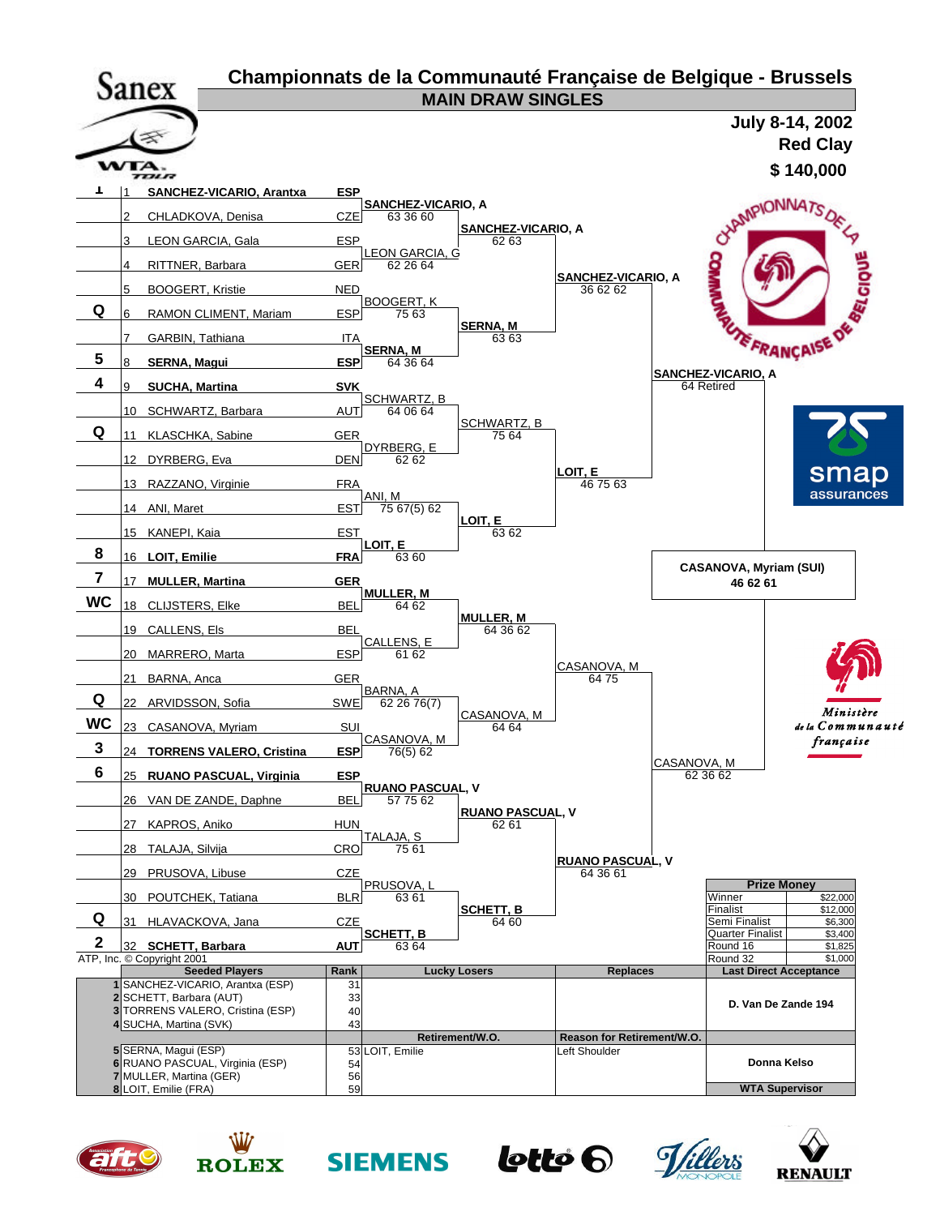# Championnats de la Communauté Française de Belgique - Brussels

## MAIN DRAW SINGLES

**July 8-14, 2002**
**Red Clay**
**$ 140,000**

| Seed | # | Player | Nat | Round 2 | Quarterfinals | Semifinals | Final | Winner |
|---|---|---|---|---|---|---|---|---|
| 1 | 1 | **SANCHEZ-VICARIO, Arantxa** | **ESP** | **SANCHEZ-VICARIO, A** 63 36 60 | **SANCHEZ-VICARIO, A** 62 63 | **SANCHEZ-VICARIO, A** 36 62 62 | **SANCHEZ-VICARIO, A** 64 Retired | **CASANOVA, Myriam (SUI)** 46 62 61 |
| | 2 | CHLADKOVA, Denisa | CZE | | | | | |
| | 3 | LEON GARCIA, Gala | ESP | LEON GARCIA, G 62 26 64 | | | | |
| | 4 | RITTNER, Barbara | GER | | | | | |
| | 5 | BOOGERT, Kristie | NED | BOOGERT, K 75 63 | **SERNA, M** 63 63 | | | |
| Q | 6 | RAMON CLIMENT, Mariam | ESP | | | | | |
| | 7 | GARBIN, Tathiana | ITA | **SERNA, M** 64 36 64 | | | | |
| 5 | 8 | **SERNA, Magui** | **ESP** | | | | | |
| 4 | 9 | **SUCHA, Martina** | **SVK** | SCHWARTZ, B 64 06 64 | SCHWARTZ, B 75 64 | **LOIT, E** 46 75 63 | | |
| | 10 | SCHWARTZ, Barbara | AUT | | | | | |
| Q | 11 | KLASCHKA, Sabine | GER | DYRBERG, E 62 62 | | | | |
| | 12 | DYRBERG, Eva | DEN | | | | | |
| | 13 | RAZZANO, Virginie | FRA | ANI, M 75 67(5) 62 | **LOIT, E** 63 62 | | | |
| | 14 | ANI, Maret | EST | | | | | |
| | 15 | KANEPI, Kaia | EST | **LOIT, E** 63 60 | | | | |
| 8 | 16 | **LOIT, Emilie** | **FRA** | | | | | |
| 7 | 17 | **MULLER, Martina** | **GER** | **MULLER, M** 64 62 | **MULLER, M** 64 36 62 | CASANOVA, M 64 75 | CASANOVA, M 62 36 62 | |
| WC | 18 | CLIJSTERS, Elke | BEL | | | | | |
| | 19 | CALLENS, Els | BEL | CALLENS, E 61 62 | | | | |
| | 20 | MARRERO, Marta | ESP | | | | | |
| | 21 | BARNA, Anca | GER | BARNA, A 62 26 76(7) | CASANOVA, M 64 64 | | | |
| Q | 22 | ARVIDSSON, Sofia | SWE | | | | | |
| WC | 23 | CASANOVA, Myriam | SUI | CASANOVA, M 76(5) 62 | | | | |
| 3 | 24 | **TORRENS VALERO, Cristina** | **ESP** | | | | | |
| 6 | 25 | **RUANO PASCUAL, Virginia** | **ESP** | **RUANO PASCUAL, V** 57 75 62 | **RUANO PASCUAL, V** 62 61 | **RUANO PASCUAL, V** 64 36 61 | | |
| | 26 | VAN DE ZANDE, Daphne | BEL | | | | | |
| | 27 | KAPROS, Aniko | HUN | TALAJA, S 75 61 | | | | |
| | 28 | TALAJA, Silvija | CRO | | | | | |
| | 29 | PRUSOVA, Libuse | CZE | PRUSOVA, L 63 61 | **SCHETT, B** 64 60 | | | |
| | 30 | POUTCHEK, Tatiana | BLR | | | | | |
| Q | 31 | HLAVACKOVA, Jana | CZE | **SCHETT, B** 63 64 | | | | |
| 2 | 32 | **SCHETT, Barbara** | **AUT** | | | | | |

| Prize Money | |
|---|---|
| Winner | $22,000 |
| Finalist | $12,000 |
| Semi Finalist | $6,300 |
| Quarter Finalist | $3,400 |
| Round 16 | $1,825 |
| Round 32 | $1,000 |

ATP, Inc. © Copyright 2001

| Seeded Players | Rank | Lucky Losers | Replaces | Last Direct Acceptance |
|---|---|---|---|---|
| 1 SANCHEZ-VICARIO, Arantxa (ESP) | 31 | | | D. Van De Zande 194 |
| 2 SCHETT, Barbara (AUT) | 33 | | | |
| 3 TORRENS VALERO, Cristina (ESP) | 40 | | | |
| 4 SUCHA, Martina (SVK) | 43 | | | |
| | | **Retirement/W.O.** | **Reason for Retirement/W.O.** | |
| 5 SERNA, Magui (ESP) | 53 | LOIT, Emilie | Left Shoulder | Donna Kelso |
| 6 RUANO PASCUAL, Virginia (ESP) | 54 | | | |
| 7 MULLER, Martina (GER) | 56 | | | |
| 8 LOIT, Emilie (FRA) | 59 | | | WTA Supervisor |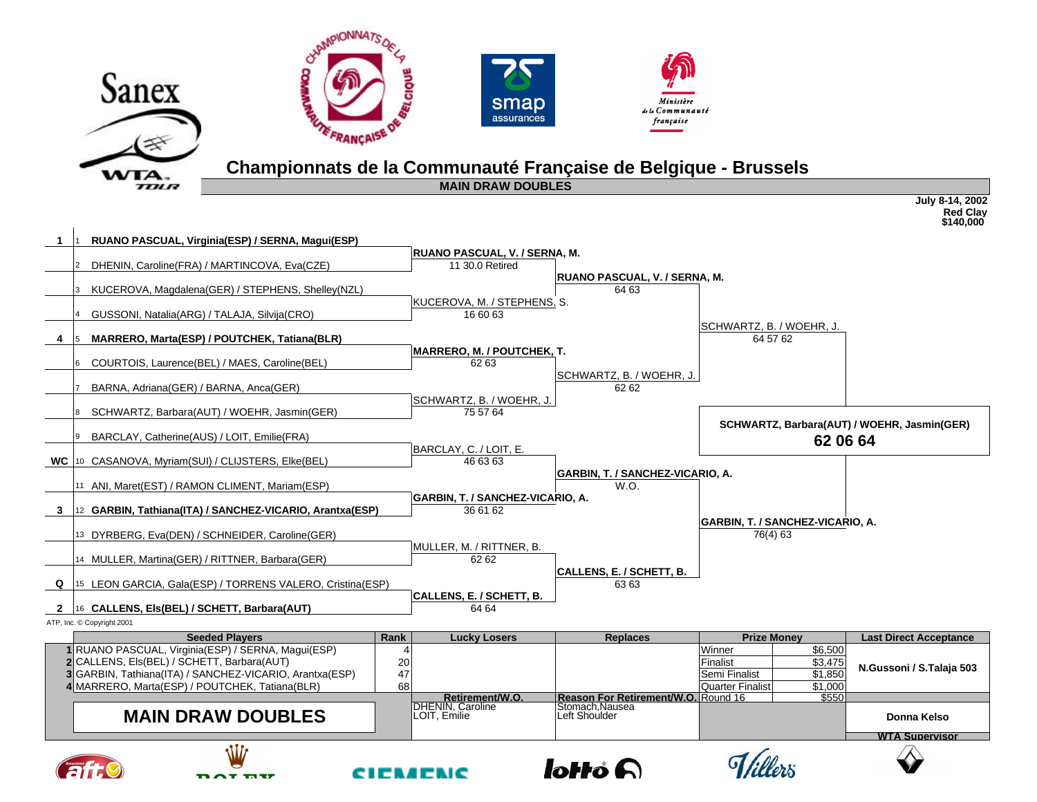# Championnats de la Communauté Française de Belgique - Brussels

## MAIN DRAW DOUBLES

**July 8-14, 2002**
**Red Clay**
**$140,000**

| Seed | # | First Round | Second Round | Quarterfinals | Semifinals | Final |
|---|---|---|---|---|---|---|
| 1 | 1 | **RUANO PASCUAL, Virginia(ESP) / SERNA, Magui(ESP)** | **RUANO PASCUAL, V. / SERNA, M.** 11 30.0 Retired | **RUANO PASCUAL, V. / SERNA, M.** 64 63 | SCHWARTZ, B. / WOEHR, J. 64 57 62 | **SCHWARTZ, Barbara(AUT) / WOEHR, Jasmin(GER)** **62 06 64** |
| | 2 | DHENIN, Caroline(FRA) / MARTINCOVA, Eva(CZE) | | | | |
| | 3 | KUCEROVA, Magdalena(GER) / STEPHENS, Shelley(NZL) | KUCEROVA, M. / STEPHENS, S. 16 60 63 | | | |
| | 4 | GUSSONI, Natalia(ARG) / TALAJA, Silvija(CRO) | | | | |
| 4 | 5 | **MARRERO, Marta(ESP) / POUTCHEK, Tatiana(BLR)** | **MARRERO, M. / POUTCHEK, T.** 62 63 | SCHWARTZ, B. / WOEHR, J. 62 62 | | |
| | 6 | COURTOIS, Laurence(BEL) / MAES, Caroline(BEL) | | | | |
| | 7 | BARNA, Adriana(GER) / BARNA, Anca(GER) | SCHWARTZ, B. / WOEHR, J. 75 57 64 | | | |
| | 8 | SCHWARTZ, Barbara(AUT) / WOEHR, Jasmin(GER) | | | | |
| | 9 | BARCLAY, Catherine(AUS) / LOIT, Emilie(FRA) | BARCLAY, C. / LOIT, E. 46 63 63 | **GARBIN, T. / SANCHEZ-VICARIO, A.** W.O. | **GARBIN, T. / SANCHEZ-VICARIO, A.** 76(4) 63 | |
| WC | 10 | CASANOVA, Myriam(SUI) / CLIJSTERS, Elke(BEL) | | | | |
| | 11 | ANI, Maret(EST) / RAMON CLIMENT, Mariam(ESP) | **GARBIN, T. / SANCHEZ-VICARIO, A.** 36 61 62 | | | |
| 3 | 12 | **GARBIN, Tathiana(ITA) / SANCHEZ-VICARIO, Arantxa(ESP)** | | | | |
| | 13 | DYRBERG, Eva(DEN) / SCHNEIDER, Caroline(GER) | MULLER, M. / RITTNER, B. 62 62 | **CALLENS, E. / SCHETT, B.** 63 63 | | |
| | 14 | MULLER, Martina(GER) / RITTNER, Barbara(GER) | | | | |
| Q | 15 | LEON GARCIA, Gala(ESP) / TORRENS VALERO, Cristina(ESP) | **CALLENS, E. / SCHETT, B.** 64 64 | | | |
| 2 | 16 | **CALLENS, Els(BEL) / SCHETT, Barbara(AUT)** | | | | |

ATP, Inc. © Copyright 2001

| | Seeded Players | Rank | Lucky Losers | Replaces | Prize Money | | Last Direct Acceptance |
|---|---|---|---|---|---|---|---|
| 1 | RUANO PASCUAL, Virginia(ESP) / SERNA, Magui(ESP) | 4 | | | Winner | $6,500 | N.Gussoni / S.Talaja 503 |
| 2 | CALLENS, Els(BEL) / SCHETT, Barbara(AUT) | 20 | | | Finalist | $3,475 | |
| 3 | GARBIN, Tathiana(ITA) / SANCHEZ-VICARIO, Arantxa(ESP) | 47 | | | Semi Finalist | $1,850 | |
| 4 | MARRERO, Marta(ESP) / POUTCHEK, Tatiana(BLR) | 68 | | | Quarter Finalist | $1,000 | |
| | | | **Retirement/W.O.** | **Reason For Retirement/W.O.** | Round 16 | $550 | |
| | **MAIN DRAW DOUBLES** | | DHENIN, Caroline<br>LOIT, Emilie | Stomach,Nausea<br>Left Shoulder | | | Donna Kelso<br>**WTA Supervisor** |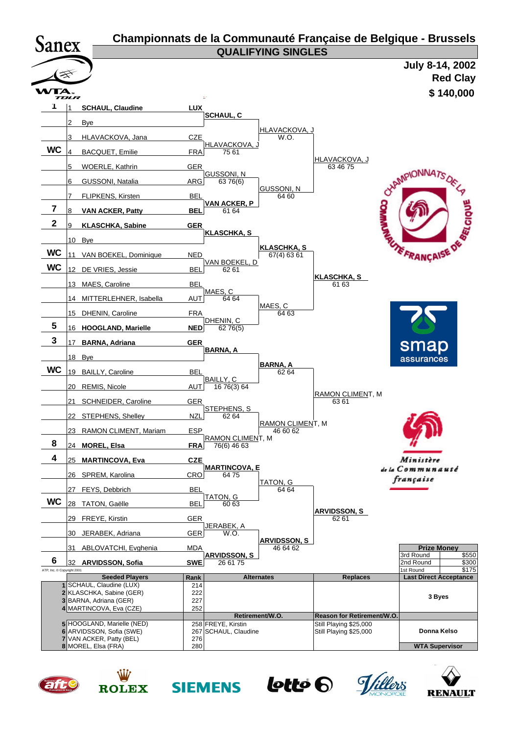# Championnats de la Communauté Française de Belgique - Brussels

## QUALIFYING SINGLES

**July 8-14, 2002**
**Red Clay**
**$ 140,000**

| Seed | # | Player | Nat | 1st Round | 2nd Round | Qualifying |
|---|---|---|---|---|---|---|
| 1 | 1 | **SCHAUL, Claudine** | **LUX** | **SCHAUL, C** | | |
| | 2 | Bye | | | HLAVACKOVA, J W.O. | |
| | 3 | HLAVACKOVA, Jana | CZE | HLAVACKOVA, J 75 61 | | |
| WC | 4 | BACQUET, Emilie | FRA | | | HLAVACKOVA, J 63 46 75 |
| | 5 | WOERLE, Kathrin | GER | GUSSONI, N 63 76(6) | | |
| | 6 | GUSSONI, Natalia | ARG | | GUSSONI, N 64 60 | |
| | 7 | FLIPKENS, Kirsten | BEL | **VAN ACKER, P** 61 64 | | |
| 7 | 8 | **VAN ACKER, Patty** | **BEL** | | | |
| 2 | 9 | **KLASCHKA, Sabine** | **GER** | **KLASCHKA, S** | | |
| | 10 | Bye | | | **KLASCHKA, S** 67(4) 63 61 | |
| WC | 11 | VAN BOEKEL, Dominique | NED | VAN BOEKEL, D 62 61 | | |
| WC | 12 | DE VRIES, Jessie | BEL | | | **KLASCHKA, S** 61 63 |
| | 13 | MAES, Caroline | BEL | MAES, C 64 64 | | |
| | 14 | MITTERLEHNER, Isabella | AUT | | MAES, C 64 63 | |
| | 15 | DHENIN, Caroline | FRA | DHENIN, C 62 76(5) | | |
| 5 | 16 | **HOOGLAND, Marielle** | **NED** | | | |
| 3 | 17 | **BARNA, Adriana** | **GER** | **BARNA, A** | | |
| | 18 | Bye | | | **BARNA, A** 62 64 | |
| WC | 19 | BAILLY, Caroline | BEL | BAILLY, C 16 76(3) 64 | | |
| | 20 | REMIS, Nicole | AUT | | | RAMON CLIMENT, M 63 61 |
| | 21 | SCHNEIDER, Caroline | GER | STEPHENS, S 62 64 | | |
| | 22 | STEPHENS, Shelley | NZL | | RAMON CLIMENT, M 46 60 62 | |
| | 23 | RAMON CLIMENT, Mariam | ESP | RAMON CLIMENT, M 76(6) 46 63 | | |
| 8 | 24 | **MOREL, Elsa** | **FRA** | | | |
| 4 | 25 | **MARTINCOVA, Eva** | **CZE** | **MARTINCOVA, E** 64 75 | | |
| | 26 | SPREM, Karolina | CRO | | TATON, G 64 64 | |
| | 27 | FEYS, Debbrich | BEL | TATON, G 60 63 | | |
| WC | 28 | TATON, Gaëlle | BEL | | | **ARVIDSSON, S** 62 61 |
| | 29 | FREYE, Kirstin | GER | JERABEK, A W.O. | | |
| | 30 | JERABEK, Adriana | GER | | **ARVIDSSON, S** 46 64 62 | |
| | 31 | ABLOVATCHI, Evghenia | MDA | **ARVIDSSON, S** 26 61 75 | | |
| 6 | 32 | **ARVIDSSON, Sofia** | **SWE** | | | |

| Prize Money | |
|---|---|
| 3rd Round | $550 |
| 2nd Round | $300 |
| 1st Round | $175 |

ATP, Inc. © Copyright 2001

| Seeded Players | Rank | Alternates | Replaces | Last Direct Acceptance |
|---|---|---|---|---|
| 1 SCHAUL, Claudine (LUX) | 214 | | | 3 Byes |
| 2 KLASCHKA, Sabine (GER) | 222 | | | |
| 3 BARNA, Adriana (GER) | 227 | | | |
| 4 MARTINCOVA, Eva (CZE) | 252 | | | |
| | | **Retirement/W.O.** | **Reason for Retirement/W.O.** | |
| 5 HOOGLAND, Marielle (NED) | 258 | FREYE, Kirstin | Still Playing $25,000 | Donna Kelso |
| 6 ARVIDSSON, Sofia (SWE) | 267 | SCHAUL, Claudine | Still Playing $25,000 | |
| 7 VAN ACKER, Patty (BEL) | 276 | | | |
| 8 MOREL, Elsa (FRA) | 280 | | | WTA Supervisor |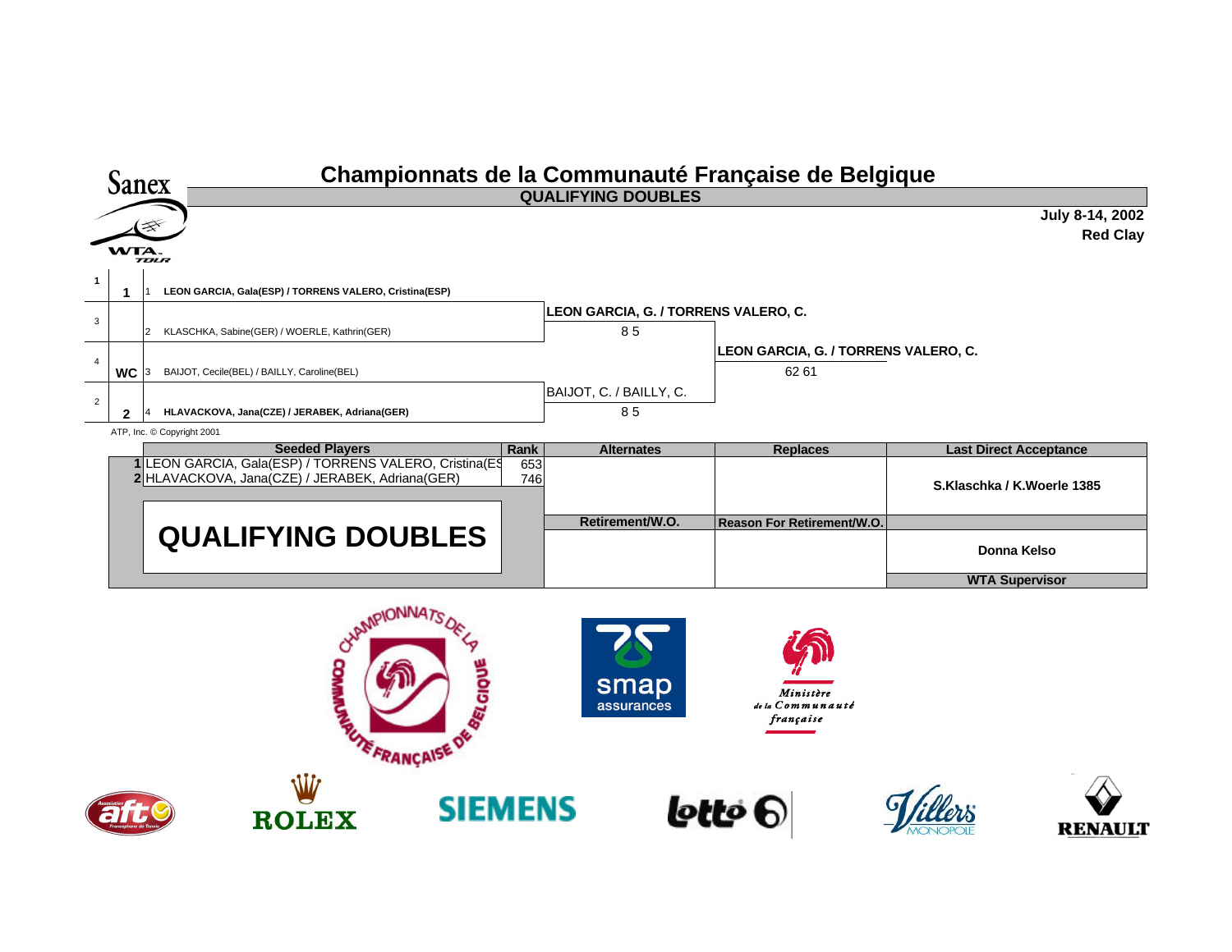# Championnats de la Communauté Française de Belgique

## QUALIFYING DOUBLES

**July 8-14, 2002**
**Red Clay**

| | | | Round 1 | Qualifying Round | Qualifiers |
|---|---|---|---|---|---|
| 1 | 1 | 1 | **LEON GARCIA, Gala(ESP) / TORRENS VALERO, Cristina(ESP)** | | |
| | | | | **LEON GARCIA, G. / TORRENS VALERO, C.** | |
| 3 | | 2 | KLASCHKA, Sabine(GER) / WOERLE, Kathrin(GER) | 8 5 | |
| | | | | | **LEON GARCIA, G. / TORRENS VALERO, C.** |
| 4 | WC | 3 | BAIJOT, Cecile(BEL) / BAILLY, Caroline(BEL) | | 62 61 |
| | | | | BAIJOT, C. / BAILLY, C. | |
| 2 | 2 | 4 | **HLAVACKOVA, Jana(CZE) / JERABEK, Adriana(GER)** | 8 5 | |

ATP, Inc. © Copyright 2001

| | Seeded Players | Rank | Alternates | Replaces | Last Direct Acceptance |
|---|---|---|---|---|---|
| 1 | LEON GARCIA, Gala(ESP) / TORRENS VALERO, Cristina(ES | 653 | | | S.Klaschka / K.Woerle 1385 |
| 2 | HLAVACKOVA, Jana(CZE) / JERABEK, Adriana(GER) | 746 | | | |
| | | | **Retirement/W.O.** | **Reason For Retirement/W.O.** | |
| | **QUALIFYING DOUBLES** | | | | Donna Kelso |
| | | | | | **WTA Supervisor** |